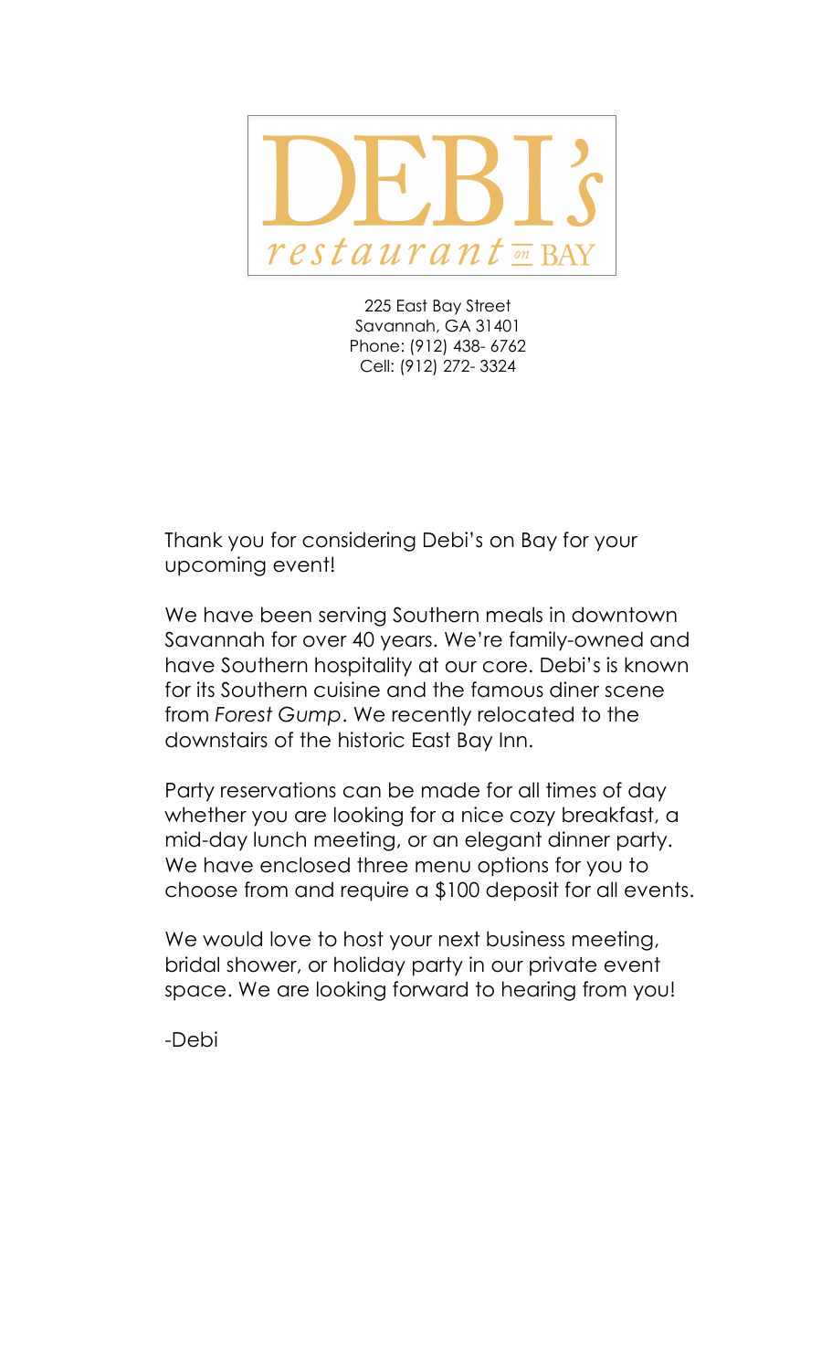# DEBI's restaurant on BAY

225 East Bay Street
Savannah, GA 31401
Phone: (912) 438- 6762
Cell: (912) 272- 3324

Thank you for considering Debi's on Bay for your upcoming event!

We have been serving Southern meals in downtown Savannah for over 40 years. We're family-owned and have Southern hospitality at our core. Debi's is known for its Southern cuisine and the famous diner scene from *Forest Gump*. We recently relocated to the downstairs of the historic East Bay Inn.

Party reservations can be made for all times of day whether you are looking for a nice cozy breakfast, a mid-day lunch meeting, or an elegant dinner party. We have enclosed three menu options for you to choose from and require a $100 deposit for all events.

We would love to host your next business meeting, bridal shower, or holiday party in our private event space. We are looking forward to hearing from you!

-Debi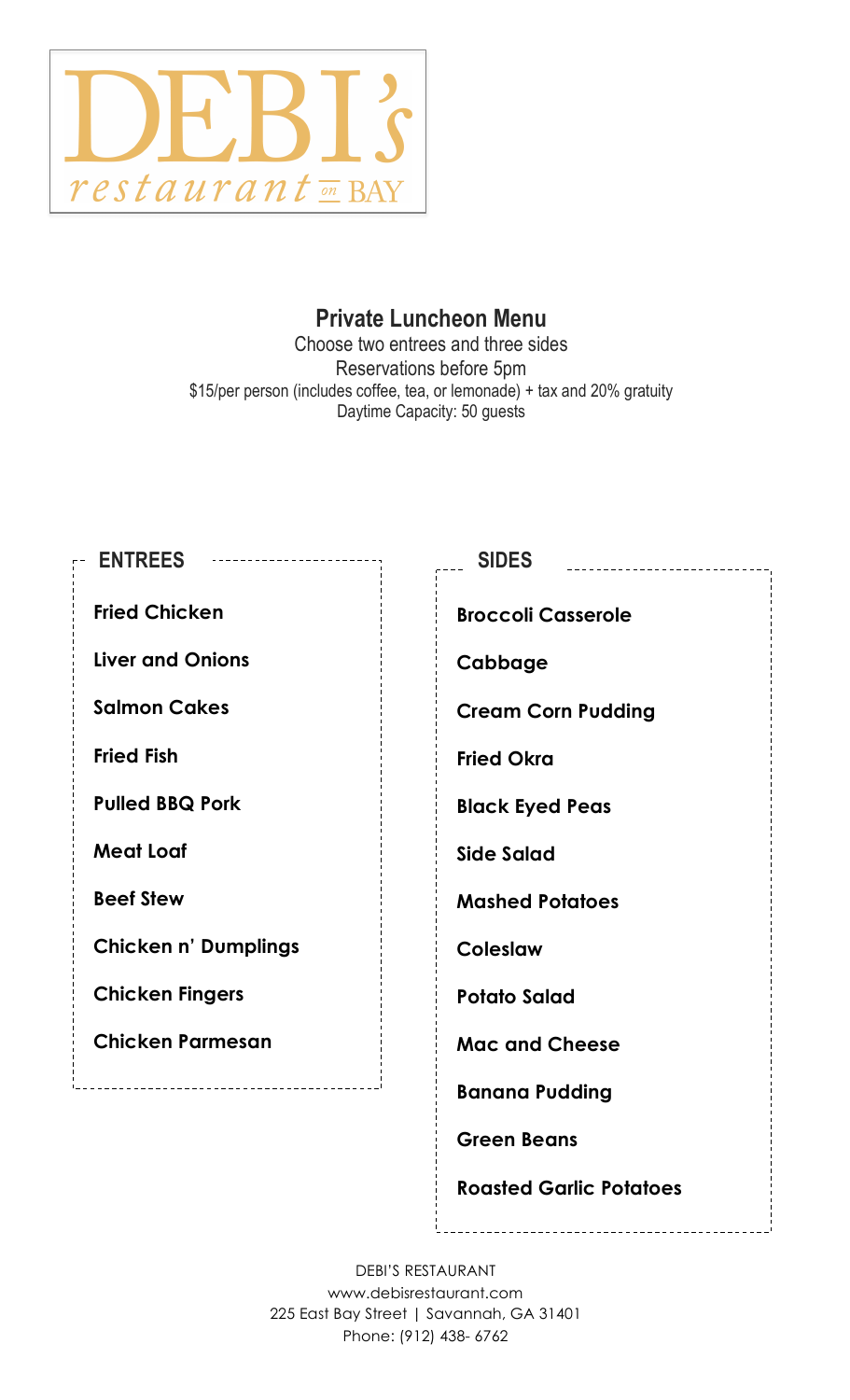# DEBI's

*restaurant on BAY*

## Private Luncheon Menu

Choose two entrees and three sides

Reservations before 5pm

$15/per person (includes coffee, tea, or lemonade) + tax and 20% gratuity

Daytime Capacity: 50 guests

### ENTREES

**Fried Chicken**

**Liver and Onions**

**Salmon Cakes**

**Fried Fish**

**Pulled BBQ Pork**

**Meat Loaf**

**Beef Stew**

**Chicken n' Dumplings**

**Chicken Fingers**

**Chicken Parmesan**

### SIDES

**Broccoli Casserole**

**Cabbage**

**Cream Corn Pudding**

**Fried Okra**

**Black Eyed Peas**

**Side Salad**

**Mashed Potatoes**

**Coleslaw**

**Potato Salad**

**Mac and Cheese**

**Banana Pudding**

**Green Beans**

**Roasted Garlic Potatoes**

DEBI'S RESTAURANT

www.debisrestaurant.com

225 East Bay Street | Savannah, GA 31401

Phone: (912) 438- 6762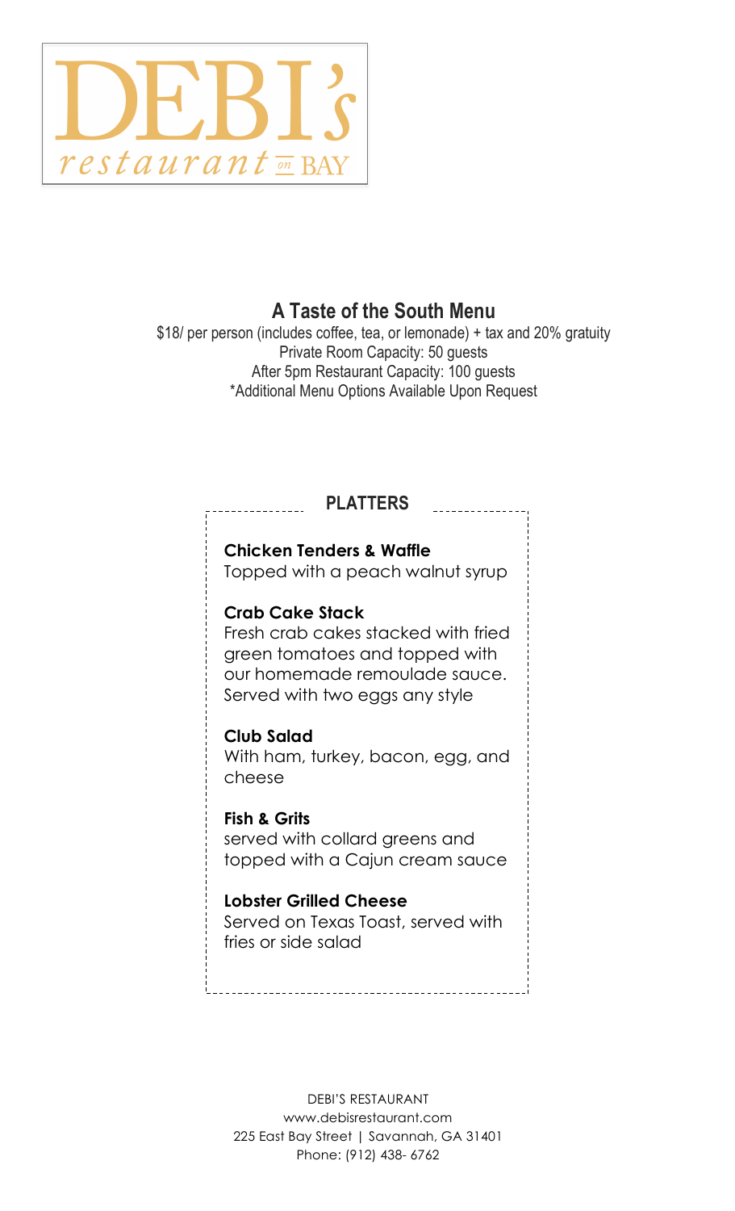# DEBI's

*restaurant on BAY*

## A Taste of the South Menu

$18/ per person (includes coffee, tea, or lemonade) + tax and 20% gratuity
Private Room Capacity: 50 guests
After 5pm Restaurant Capacity: 100 guests
*Additional Menu Options Available Upon Request

### PLATTERS

**Chicken Tenders & Waffle**
Topped with a peach walnut syrup

**Crab Cake Stack**
Fresh crab cakes stacked with fried green tomatoes and topped with our homemade remoulade sauce. Served with two eggs any style

**Club Salad**
With ham, turkey, bacon, egg, and cheese

**Fish & Grits**
served with collard greens and topped with a Cajun cream sauce

**Lobster Grilled Cheese**
Served on Texas Toast, served with fries or side salad

DEBI'S RESTAURANT
www.debisrestaurant.com
225 East Bay Street | Savannah, GA 31401
Phone: (912) 438- 6762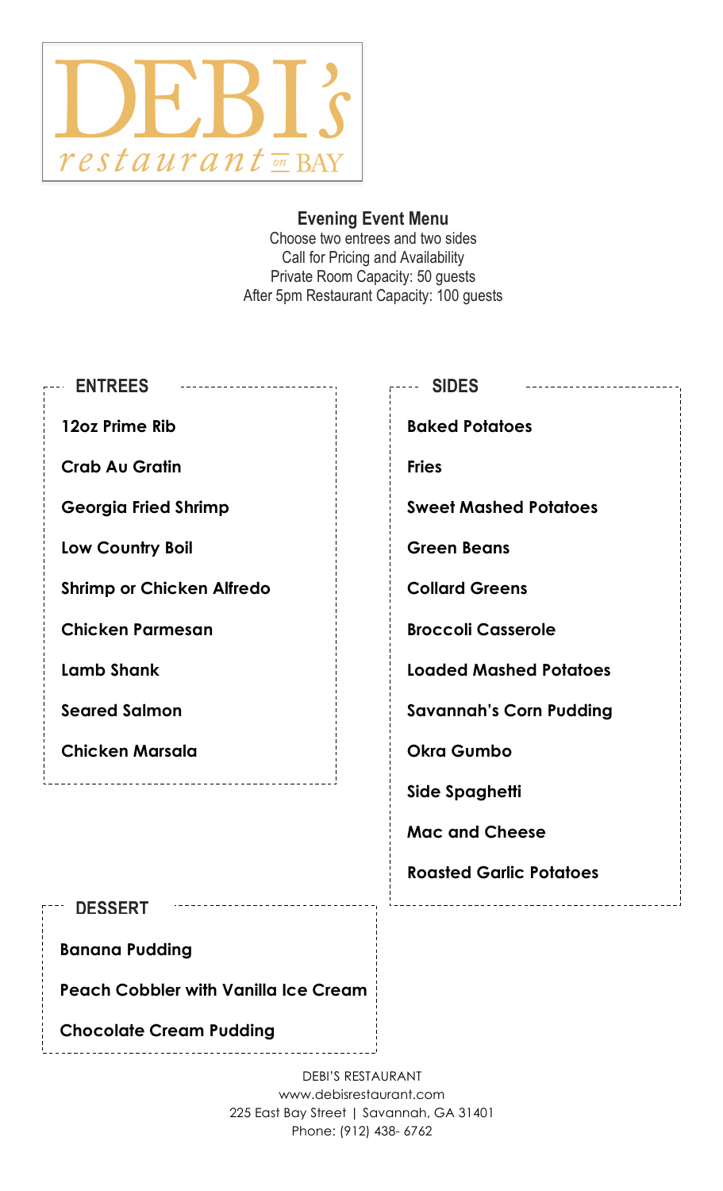# DEBI's restaurant on BAY

## Evening Event Menu

Choose two entrees and two sides
Call for Pricing and Availability
Private Room Capacity: 50 guests
After 5pm Restaurant Capacity: 100 guests

### ENTREES

- **12oz Prime Rib**
- **Crab Au Gratin**
- **Georgia Fried Shrimp**
- **Low Country Boil**
- **Shrimp or Chicken Alfredo**
- **Chicken Parmesan**
- **Lamb Shank**
- **Seared Salmon**
- **Chicken Marsala**

### SIDES

- **Baked Potatoes**
- **Fries**
- **Sweet Mashed Potatoes**
- **Green Beans**
- **Collard Greens**
- **Broccoli Casserole**
- **Loaded Mashed Potatoes**
- **Savannah's Corn Pudding**
- **Okra Gumbo**
- **Side Spaghetti**
- **Mac and Cheese**
- **Roasted Garlic Potatoes**

### DESSERT

- **Banana Pudding**
- **Peach Cobbler with Vanilla Ice Cream**
- **Chocolate Cream Pudding**

DEBI'S RESTAURANT
www.debisrestaurant.com
225 East Bay Street | Savannah, GA 31401
Phone: (912) 438- 6762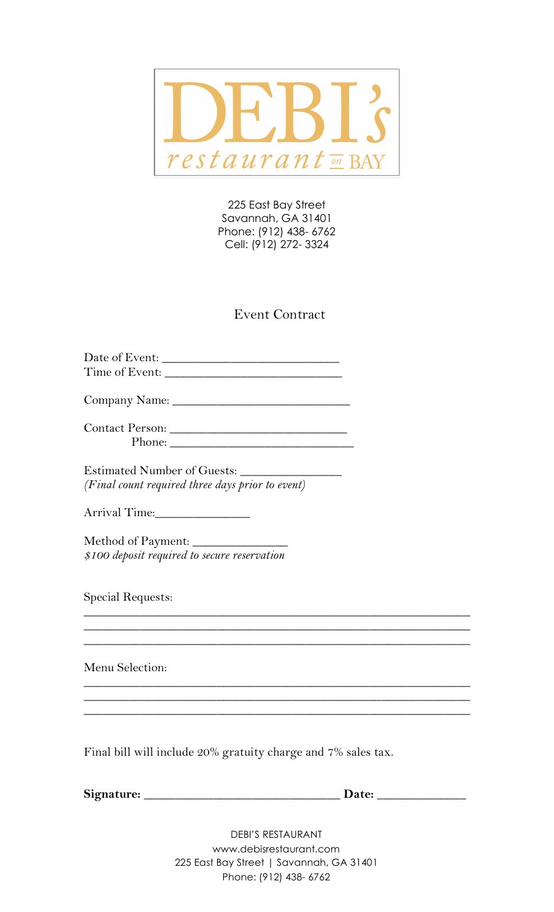# DEBI's restaurant on BAY

225 East Bay Street
Savannah, GA 31401
Phone: (912) 438- 6762
Cell: (912) 272- 3324

## Event Contract

Date of Event: ___________________________
Time of Event: ___________________________

Company Name: ___________________________

Contact Person: ___________________________
Phone: ___________________________

Estimated Number of Guests: _______________
*(Final count required three days prior to event)*

Arrival Time:_______________

Method of Payment: _______________
*$100 deposit required to secure reservation*

Special Requests:
____________________________________________________________
____________________________________________________________
____________________________________________________________

Menu Selection:
____________________________________________________________
____________________________________________________________
____________________________________________________________

Final bill will include 20% gratuity charge and 7% sales tax.

**Signature:** ______________________________ **Date:** _____________

DEBI'S RESTAURANT
www.debisrestaurant.com
225 East Bay Street | Savannah, GA 31401
Phone: (912) 438- 6762